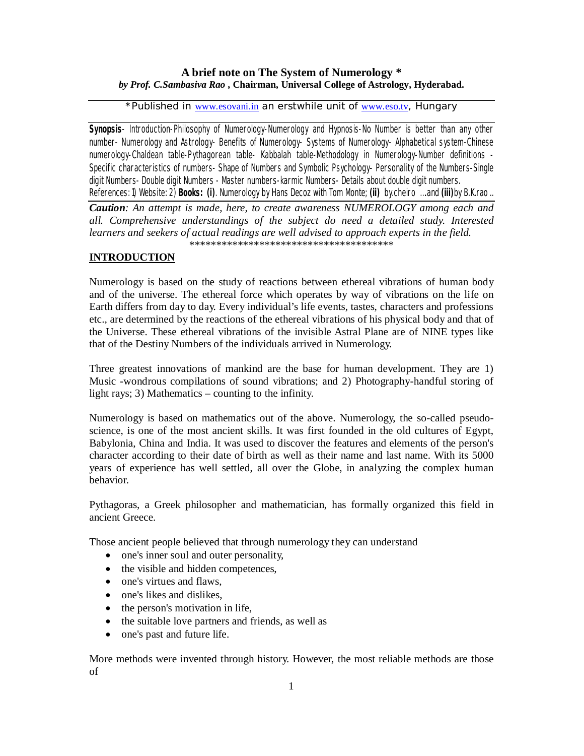**A brief note on The System of Numerology \***

***by Prof. C.Sambasiva Rao* , Chairman, Universal College of Astrology, Hyderabad.**

\*Published in [www.esovani.in](www.esovani.in) an erstwhile unit of [www.eso.tv](www.eso.tv), Hungary

**Synopsis**- Introduction-Philosophy of Numerology-Numerology and Hypnosis-No Number is better than any other number- Numerology and Astrology- Benefits of Numerology- Systems of Numerology- Alphabetical system-Chinese numerology-Chaldean table-Pythagorean table- Kabbalah table-Methodology in Numerology-Number definitions - Specific characteristics of numbers- Shape of Numbers and Symbolic Psychology- Personality of the Numbers-Single digit Numbers- Double digit Numbers - Master numbers-karmic Numbers- Details about double digit numbers.
References: 1) Website: 2) **Books: (i)**. Numerology by Hans Decoz with Tom Monte; **(ii)** by.cheiro ...and **(iii)** by B.K.rao ..

***Caution**: An attempt is made, here, to create awareness NUMEROLOGY among each and all. Comprehensive understandings of the subject do need a detailed study. Interested learners and seekers of actual readings are well advised to approach experts in the field.*

\*\*\*\*\*\*\*\*\*\*\*\*\*\*\*\*\*\*\*\*\*\*\*\*\*\*\*\*\*\*\*\*\*\*\*\*\*\*

## INTRODUCTION

Numerology is based on the study of reactions between ethereal vibrations of human body and of the universe. The ethereal force which operates by way of vibrations on the life on Earth differs from day to day. Every individual's life events, tastes, characters and professions etc., are determined by the reactions of the ethereal vibrations of his physical body and that of the Universe. These ethereal vibrations of the invisible Astral Plane are of NINE types like that of the Destiny Numbers of the individuals arrived in Numerology.

Three greatest innovations of mankind are the base for human development. They are 1) Music -wondrous compilations of sound vibrations; and 2) Photography-handful storing of light rays; 3) Mathematics – counting to the infinity.

Numerology is based on mathematics out of the above. Numerology, the so-called pseudo-science, is one of the most ancient skills. It was first founded in the old cultures of Egypt, Babylonia, China and India. It was used to discover the features and elements of the person's character according to their date of birth as well as their name and last name. With its 5000 years of experience has well settled, all over the Globe, in analyzing the complex human behavior.

Pythagoras, a Greek philosopher and mathematician, has formally organized this field in ancient Greece.

Those ancient people believed that through numerology they can understand

- one's inner soul and outer personality,
- the visible and hidden competences,
- one's virtues and flaws,
- one's likes and dislikes,
- the person's motivation in life,
- the suitable love partners and friends, as well as
- one's past and future life.

More methods were invented through history. However, the most reliable methods are those of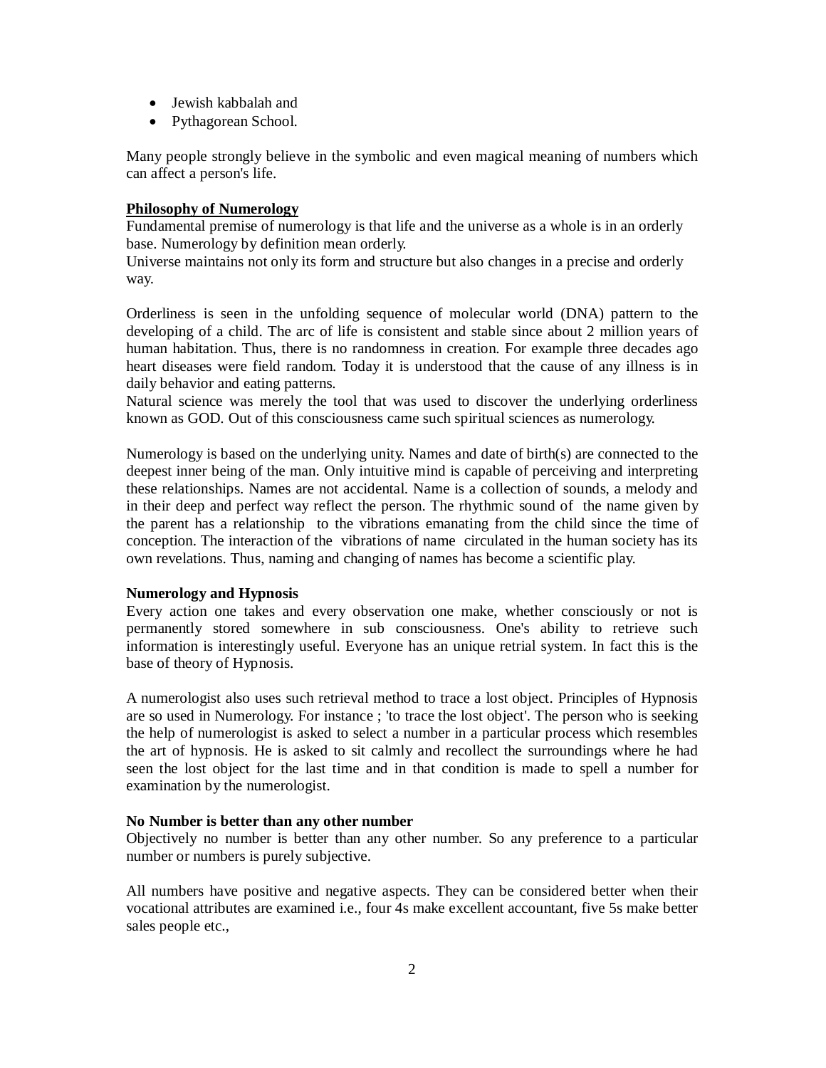- Jewish kabbalah and
- Pythagorean School.

Many people strongly believe in the symbolic and even magical meaning of numbers which can affect a person's life.

**<u>Philosophy of Numerology</u>**

Fundamental premise of numerology is that life and the universe as a whole is in an orderly base. Numerology by definition mean orderly.
Universe maintains not only its form and structure but also changes in a precise and orderly way.

Orderliness is seen in the unfolding sequence of molecular world (DNA) pattern to the developing of a child. The arc of life is consistent and stable since about 2 million years of human habitation. Thus, there is no randomness in creation. For example three decades ago heart diseases were field random. Today it is understood that the cause of any illness is in daily behavior and eating patterns.
Natural science was merely the tool that was used to discover the underlying orderliness known as GOD. Out of this consciousness came such spiritual sciences as numerology.

Numerology is based on the underlying unity. Names and date of birth(s) are connected to the deepest inner being of the man. Only intuitive mind is capable of perceiving and interpreting these relationships. Names are not accidental. Name is a collection of sounds, a melody and in their deep and perfect way reflect the person. The rhythmic sound of the name given by the parent has a relationship to the vibrations emanating from the child since the time of conception. The interaction of the vibrations of name circulated in the human society has its own revelations. Thus, naming and changing of names has become a scientific play.

**Numerology and Hypnosis**

Every action one takes and every observation one make, whether consciously or not is permanently stored somewhere in sub consciousness. One's ability to retrieve such information is interestingly useful. Everyone has an unique retrial system. In fact this is the base of theory of Hypnosis.

A numerologist also uses such retrieval method to trace a lost object. Principles of Hypnosis are so used in Numerology. For instance ; 'to trace the lost object'. The person who is seeking the help of numerologist is asked to select a number in a particular process which resembles the art of hypnosis. He is asked to sit calmly and recollect the surroundings where he had seen the lost object for the last time and in that condition is made to spell a number for examination by the numerologist.

**No Number is better than any other number**

Objectively no number is better than any other number. So any preference to a particular number or numbers is purely subjective.

All numbers have positive and negative aspects. They can be considered better when their vocational attributes are examined i.e., four 4s make excellent accountant, five 5s make better sales people etc.,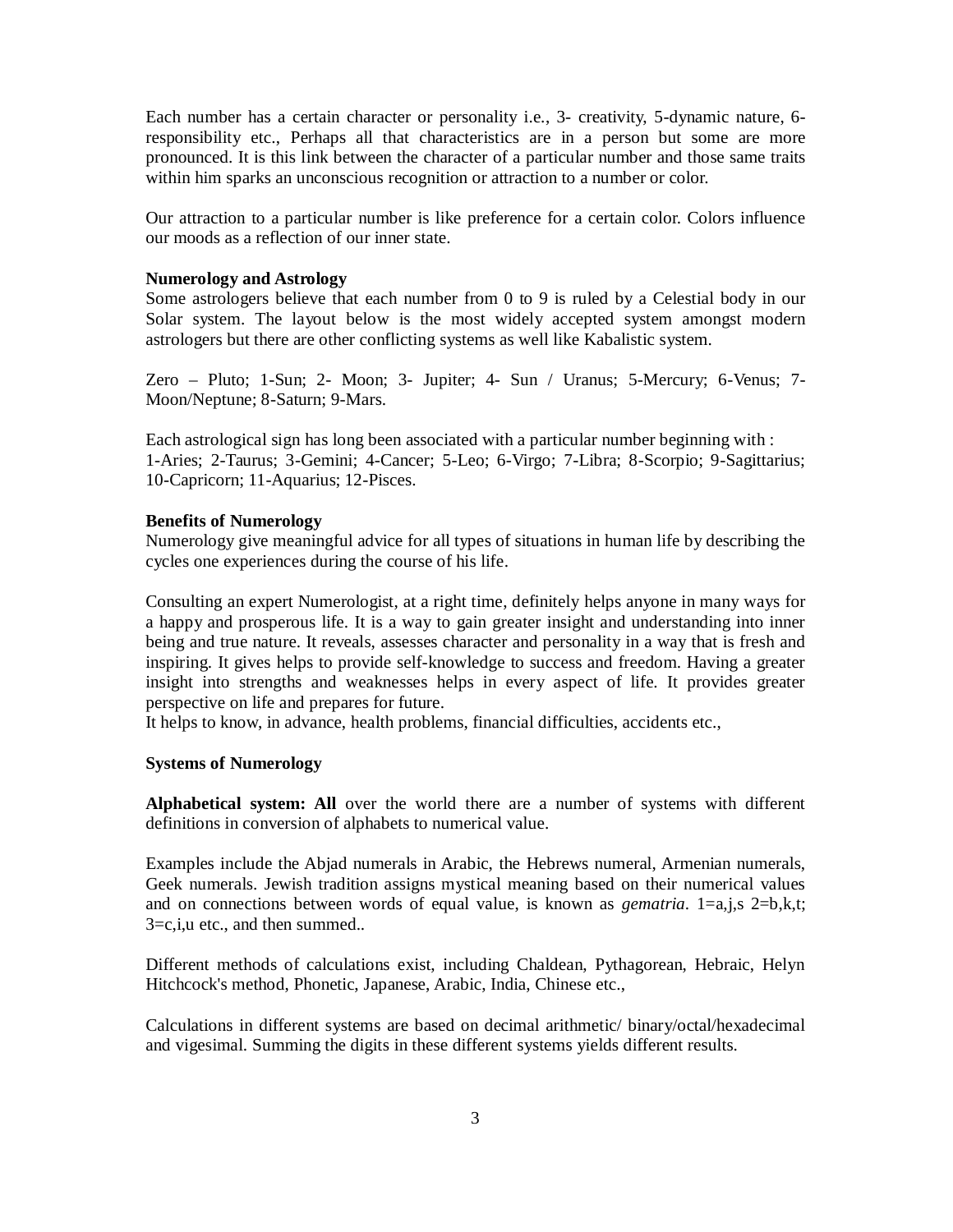Each number has a certain character or personality i.e., 3- creativity, 5-dynamic nature, 6-responsibility etc., Perhaps all that characteristics are in a person but some are more pronounced. It is this link between the character of a particular number and those same traits within him sparks an unconscious recognition or attraction to a number or color.

Our attraction to a particular number is like preference for a certain color. Colors influence our moods as a reflection of our inner state.

**Numerology and Astrology**

Some astrologers believe that each number from 0 to 9 is ruled by a Celestial body in our Solar system. The layout below is the most widely accepted system amongst modern astrologers but there are other conflicting systems as well like Kabalistic system.

Zero – Pluto; 1-Sun; 2- Moon; 3- Jupiter; 4- Sun / Uranus; 5-Mercury; 6-Venus; 7-Moon/Neptune; 8-Saturn; 9-Mars.

Each astrological sign has long been associated with a particular number beginning with :
1-Aries; 2-Taurus; 3-Gemini; 4-Cancer; 5-Leo; 6-Virgo; 7-Libra; 8-Scorpio; 9-Sagittarius; 10-Capricorn; 11-Aquarius; 12-Pisces.

**Benefits of Numerology**

Numerology give meaningful advice for all types of situations in human life by describing the cycles one experiences during the course of his life.

Consulting an expert Numerologist, at a right time, definitely helps anyone in many ways for a happy and prosperous life. It is a way to gain greater insight and understanding into inner being and true nature. It reveals, assesses character and personality in a way that is fresh and inspiring. It gives helps to provide self-knowledge to success and freedom. Having a greater insight into strengths and weaknesses helps in every aspect of life. It provides greater perspective on life and prepares for future.
It helps to know, in advance, health problems, financial difficulties, accidents etc.,

**Systems of Numerology**

**Alphabetical system: All** over the world there are a number of systems with different definitions in conversion of alphabets to numerical value.

Examples include the Abjad numerals in Arabic, the Hebrews numeral, Armenian numerals, Geek numerals. Jewish tradition assigns mystical meaning based on their numerical values and on connections between words of equal value, is known as *gematria*. 1=a,j,s 2=b,k,t; 3=c,i,u etc., and then summed..

Different methods of calculations exist, including Chaldean, Pythagorean, Hebraic, Helyn Hitchcock's method, Phonetic, Japanese, Arabic, India, Chinese etc.,

Calculations in different systems are based on decimal arithmetic/ binary/octal/hexadecimal and vigesimal. Summing the digits in these different systems yields different results.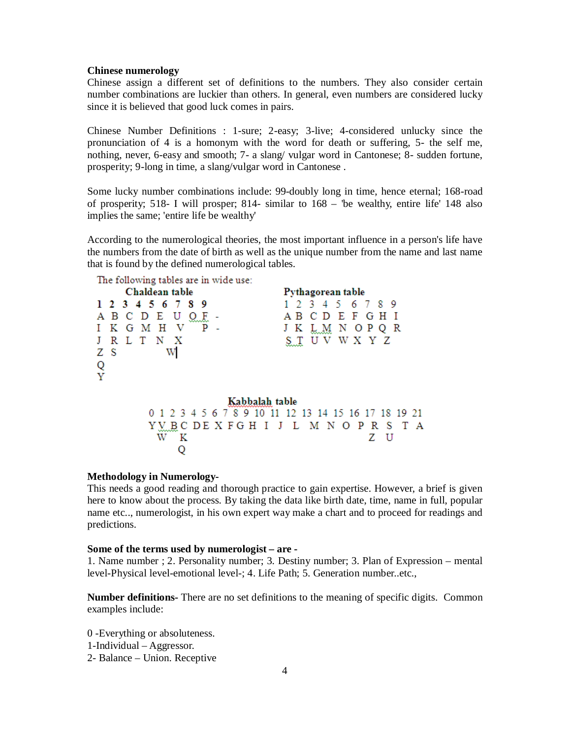**Chinese numerology**

Chinese assign a different set of definitions to the numbers. They also consider certain number combinations are luckier than others. In general, even numbers are considered lucky since it is believed that good luck comes in pairs.

Chinese Number Definitions : 1-sure; 2-easy; 3-live; 4-considered unlucky since the pronunciation of 4 is a homonym with the word for death or suffering, 5- the self me, nothing, never, 6-easy and smooth; 7- a slang/ vulgar word in Cantonese; 8- sudden fortune, prosperity; 9-long in time, a slang/vulgar word in Cantonese .

Some lucky number combinations include: 99-doubly long in time, hence eternal; 168-road of prosperity; 518- I will prosper; 814- similar to 168 – 'be wealthy, entire life' 148 also implies the same; 'entire life be wealthy'

According to the numerological theories, the most important influence in a person's life have the numbers from the date of birth as well as the unique number from the name and last name that is found by the defined numerological tables.

The following tables are in wide use:

**Chaldean table**

| 1 | 2 | 3 | 4 | 5 | 6 | 7 | 8 | 9 |
|---|---|---|---|---|---|---|---|---|
| A | B | C | D | E | U | O | F | - |
| I | K | G | M | H | V | | P | - |
| J | R | L | T | N | X | | | |
| Z | S | | | | W | | | |
| Q | | | | | | | | |
| Y | | | | | | | | |

**Pythagorean table**

| 1 | 2 | 3 | 4 | 5 | 6 | 7 | 8 | 9 |
|---|---|---|---|---|---|---|---|---|
| A | B | C | D | E | F | G | H | I |
| J | K | L | M | N | O | P | Q | R |
| S | T | U | V | W | X | Y | Z | |

**Kabbalah table**

| 0 | 1 | 2 | 3 | 4 | 5 | 6 | 7 | 8 | 9 | 10 | 11 | 12 | 13 | 14 | 15 | 16 | 17 | 18 | 19 | 21 |
|---|---|---|---|---|---|---|---|---|---|---|---|---|---|---|---|---|---|---|---|---|
| Y | V | B | C | D | E | X | F | G | H | I | J | L | M | N | O | P | R | S | T | A |
| | W | | K | | | | | | | | | | | | | | | Z | U | |
| | | | Q | | | | | | | | | | | | | | | | | |

**Methodology in Numerology-**

This needs a good reading and thorough practice to gain expertise. However, a brief is given here to know about the process. By taking the data like birth date, time, name in full, popular name etc.., numerologist, in his own expert way make a chart and to proceed for readings and predictions.

**Some of the terms used by numerologist – are -**

1. Name number ; 2. Personality number; 3. Destiny number; 3. Plan of Expression – mental level-Physical level-emotional level-; 4. Life Path; 5. Generation number..etc.,

**Number definitions-** There are no set definitions to the meaning of specific digits. Common examples include:

0 -Everything or absoluteness.
1-Individual – Aggressor.
2- Balance – Union. Receptive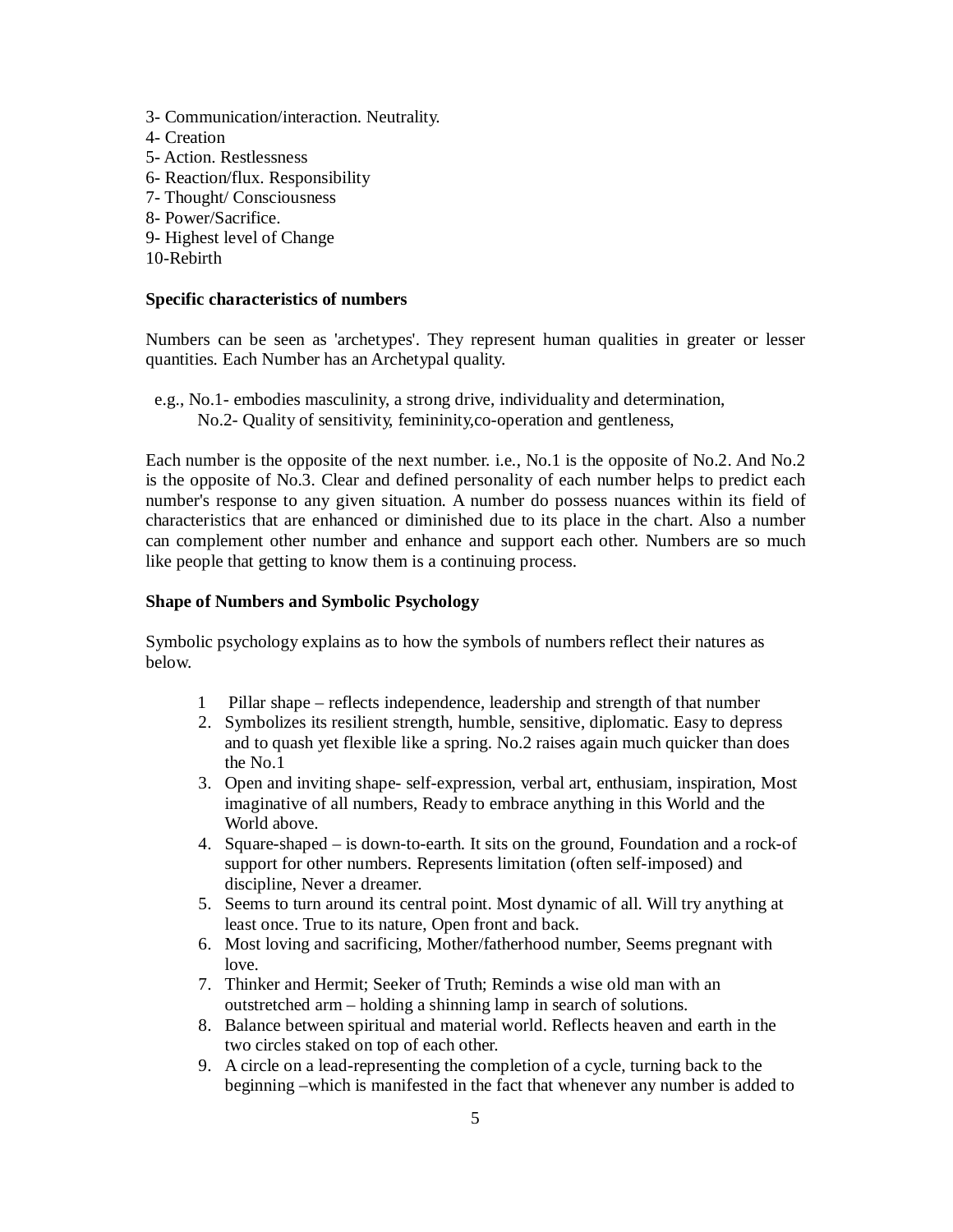3- Communication/interaction. Neutrality.
4- Creation
5- Action. Restlessness
6- Reaction/flux. Responsibility
7- Thought/ Consciousness
8- Power/Sacrifice.
9- Highest level of Change
10-Rebirth

**Specific characteristics of numbers**

Numbers can be seen as 'archetypes'. They represent human qualities in greater or lesser quantities. Each Number has an Archetypal quality.

e.g., No.1- embodies masculinity, a strong drive, individuality and determination,
No.2- Quality of sensitivity, femininity,co-operation and gentleness,

Each number is the opposite of the next number. i.e., No.1 is the opposite of No.2. And No.2 is the opposite of No.3. Clear and defined personality of each number helps to predict each number's response to any given situation. A number do possess nuances within its field of characteristics that are enhanced or diminished due to its place in the chart. Also a number can complement other number and enhance and support each other. Numbers are so much like people that getting to know them is a continuing process.

**Shape of Numbers and Symbolic Psychology**

Symbolic psychology explains as to how the symbols of numbers reflect their natures as below.

1. Pillar shape – reflects independence, leadership and strength of that number
2. Symbolizes its resilient strength, humble, sensitive, diplomatic. Easy to depress and to quash yet flexible like a spring. No.2 raises again much quicker than does the No.1
3. Open and inviting shape- self-expression, verbal art, enthusiam, inspiration, Most imaginative of all numbers, Ready to embrace anything in this World and the World above.
4. Square-shaped – is down-to-earth. It sits on the ground, Foundation and a rock-of support for other numbers. Represents limitation (often self-imposed) and discipline, Never a dreamer.
5. Seems to turn around its central point. Most dynamic of all. Will try anything at least once. True to its nature, Open front and back.
6. Most loving and sacrificing, Mother/fatherhood number, Seems pregnant with love.
7. Thinker and Hermit; Seeker of Truth; Reminds a wise old man with an outstretched arm – holding a shinning lamp in search of solutions.
8. Balance between spiritual and material world. Reflects heaven and earth in the two circles staked on top of each other.
9. A circle on a lead-representing the completion of a cycle, turning back to the beginning –which is manifested in the fact that whenever any number is added to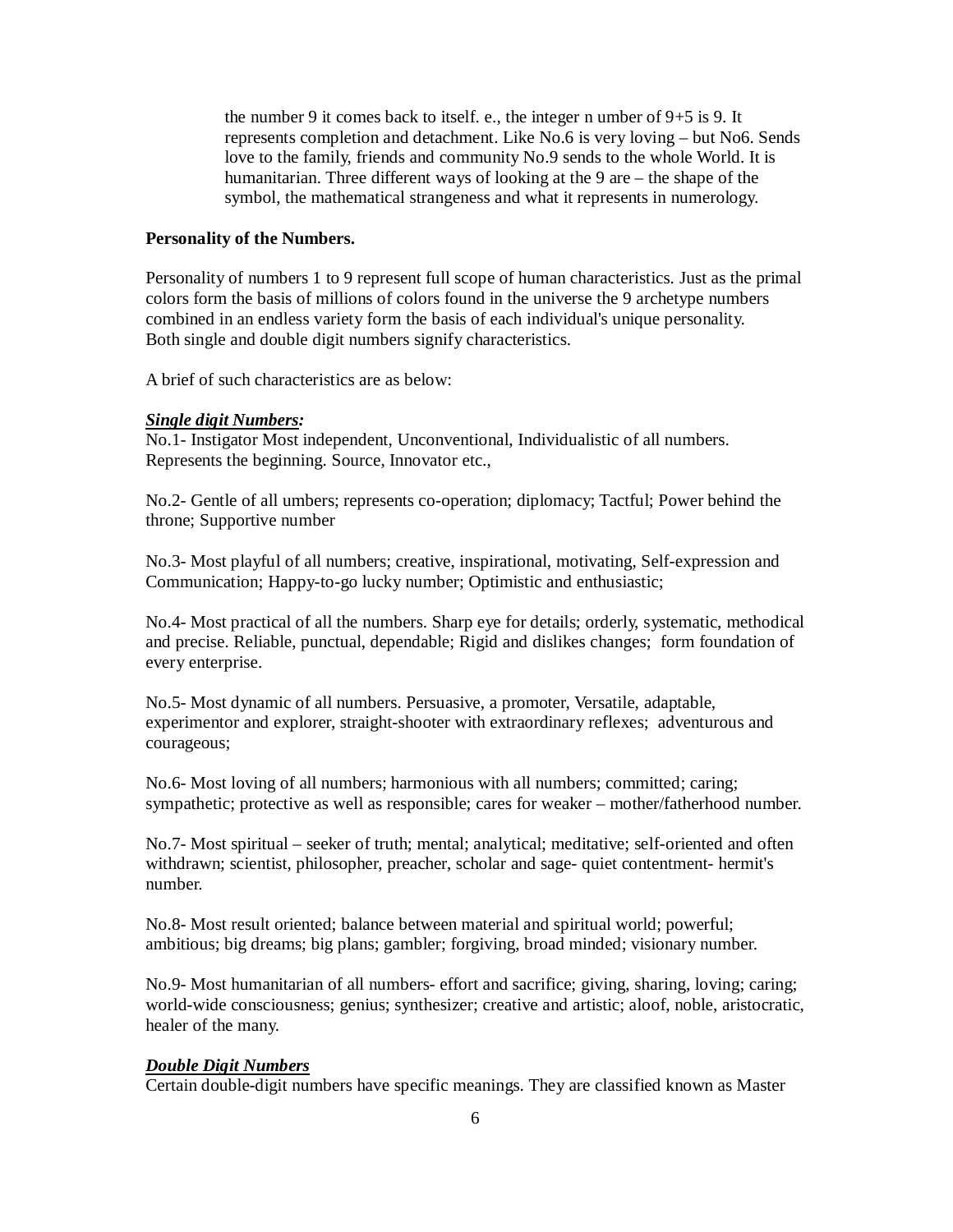the number 9 it comes back to itself. e., the integer n umber of 9+5 is 9. It represents completion and detachment. Like No.6 is very loving – but No6. Sends love to the family, friends and community No.9 sends to the whole World. It is humanitarian. Three different ways of looking at the 9 are – the shape of the symbol, the mathematical strangeness and what it represents in numerology.

**Personality of the Numbers.**

Personality of numbers 1 to 9 represent full scope of human characteristics. Just as the primal colors form the basis of millions of colors found in the universe the 9 archetype numbers combined in an endless variety form the basis of each individual's unique personality. Both single and double digit numbers signify characteristics.

A brief of such characteristics are as below:

***<u>Single digit Numbers:</u>***

No.1- Instigator Most independent, Unconventional, Individualistic of all numbers. Represents the beginning. Source, Innovator etc.,

No.2- Gentle of all umbers; represents co-operation; diplomacy; Tactful; Power behind the throne; Supportive number

No.3- Most playful of all numbers; creative, inspirational, motivating, Self-expression and Communication; Happy-to-go lucky number; Optimistic and enthusiastic;

No.4- Most practical of all the numbers. Sharp eye for details; orderly, systematic, methodical and precise. Reliable, punctual, dependable; Rigid and dislikes changes; form foundation of every enterprise.

No.5- Most dynamic of all numbers. Persuasive, a promoter, Versatile, adaptable, experimentor and explorer, straight-shooter with extraordinary reflexes; adventurous and courageous;

No.6- Most loving of all numbers; harmonious with all numbers; committed; caring; sympathetic; protective as well as responsible; cares for weaker – mother/fatherhood number.

No.7- Most spiritual – seeker of truth; mental; analytical; meditative; self-oriented and often withdrawn; scientist, philosopher, preacher, scholar and sage- quiet contentment- hermit's number.

No.8- Most result oriented; balance between material and spiritual world; powerful; ambitious; big dreams; big plans; gambler; forgiving, broad minded; visionary number.

No.9- Most humanitarian of all numbers- effort and sacrifice; giving, sharing, loving; caring; world-wide consciousness; genius; synthesizer; creative and artistic; aloof, noble, aristocratic, healer of the many.

***<u>Double Digit Numbers</u>***

Certain double-digit numbers have specific meanings. They are classified known as Master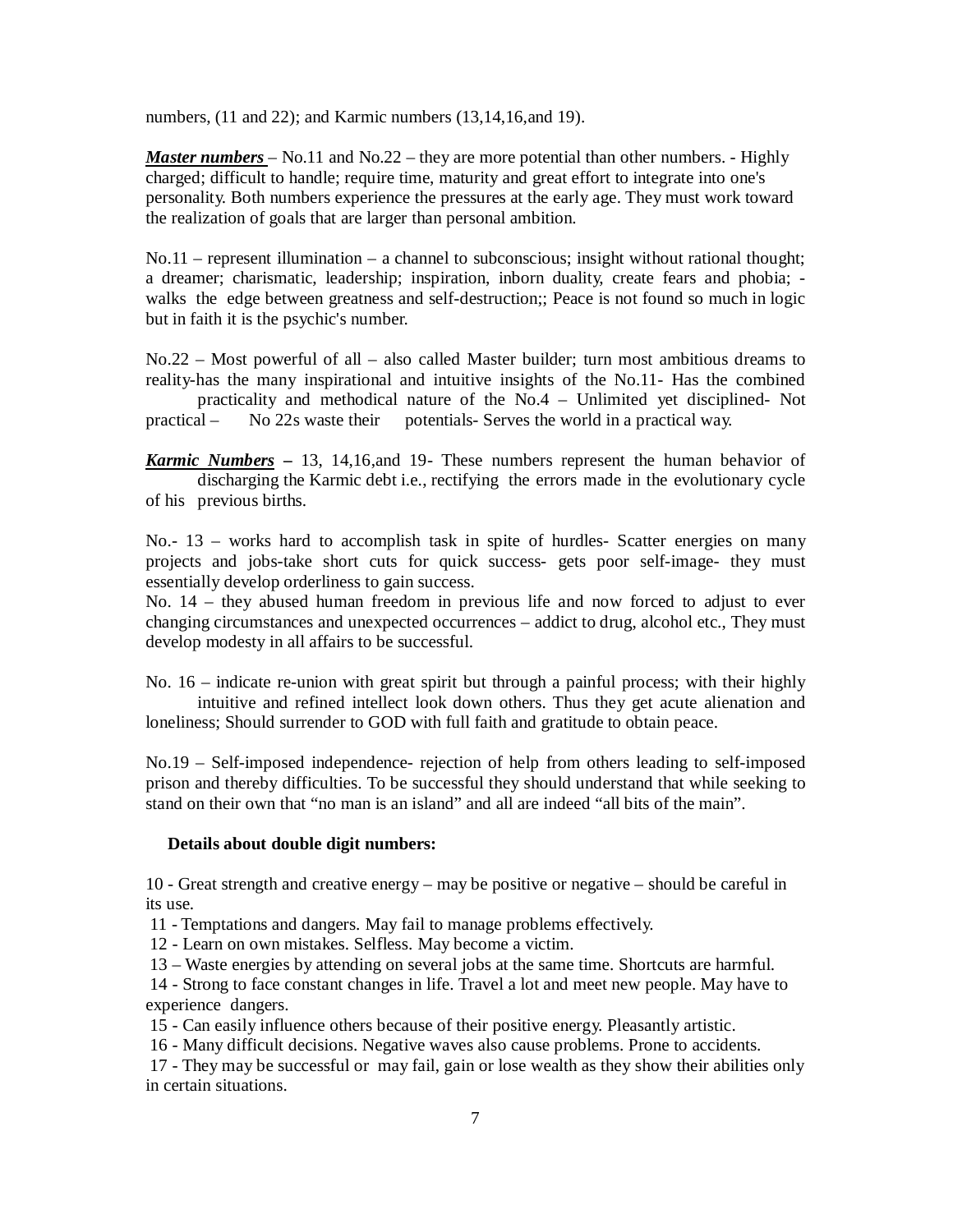numbers, (11 and 22); and Karmic numbers (13,14,16,and 19).

***Master numbers*** – No.11 and No.22 – they are more potential than other numbers. - Highly charged; difficult to handle; require time, maturity and great effort to integrate into one's personality. Both numbers experience the pressures at the early age. They must work toward the realization of goals that are larger than personal ambition.

No.11 – represent illumination – a channel to subconscious; insight without rational thought; a dreamer; charismatic, leadership; inspiration, inborn duality, create fears and phobia; - walks the edge between greatness and self-destruction;; Peace is not found so much in logic but in faith it is the psychic's number.

No.22 – Most powerful of all – also called Master builder; turn most ambitious dreams to reality-has the many inspirational and intuitive insights of the No.11- Has the combined practicality and methodical nature of the No.4 – Unlimited yet disciplined- Not practical – No 22s waste their potentials- Serves the world in a practical way.

***Karmic Numbers*** **–** 13, 14,16,and 19- These numbers represent the human behavior of discharging the Karmic debt i.e., rectifying the errors made in the evolutionary cycle of his previous births.

No.- 13 – works hard to accomplish task in spite of hurdles- Scatter energies on many projects and jobs-take short cuts for quick success- gets poor self-image- they must essentially develop orderliness to gain success.

No. 14 – they abused human freedom in previous life and now forced to adjust to ever changing circumstances and unexpected occurrences – addict to drug, alcohol etc., They must develop modesty in all affairs to be successful.

No. 16 – indicate re-union with great spirit but through a painful process; with their highly intuitive and refined intellect look down others. Thus they get acute alienation and loneliness; Should surrender to GOD with full faith and gratitude to obtain peace.

No.19 – Self-imposed independence- rejection of help from others leading to self-imposed prison and thereby difficulties. To be successful they should understand that while seeking to stand on their own that “no man is an island” and all are indeed “all bits of the main”.

**Details about double digit numbers:**

10 - Great strength and creative energy – may be positive or negative – should be careful in its use.

11 - Temptations and dangers. May fail to manage problems effectively.

12 - Learn on own mistakes. Selfless. May become a victim.

13 – Waste energies by attending on several jobs at the same time. Shortcuts are harmful.

14 - Strong to face constant changes in life. Travel a lot and meet new people. May have to experience dangers.

15 - Can easily influence others because of their positive energy. Pleasantly artistic.

16 - Many difficult decisions. Negative waves also cause problems. Prone to accidents.

17 - They may be successful or may fail, gain or lose wealth as they show their abilities only in certain situations.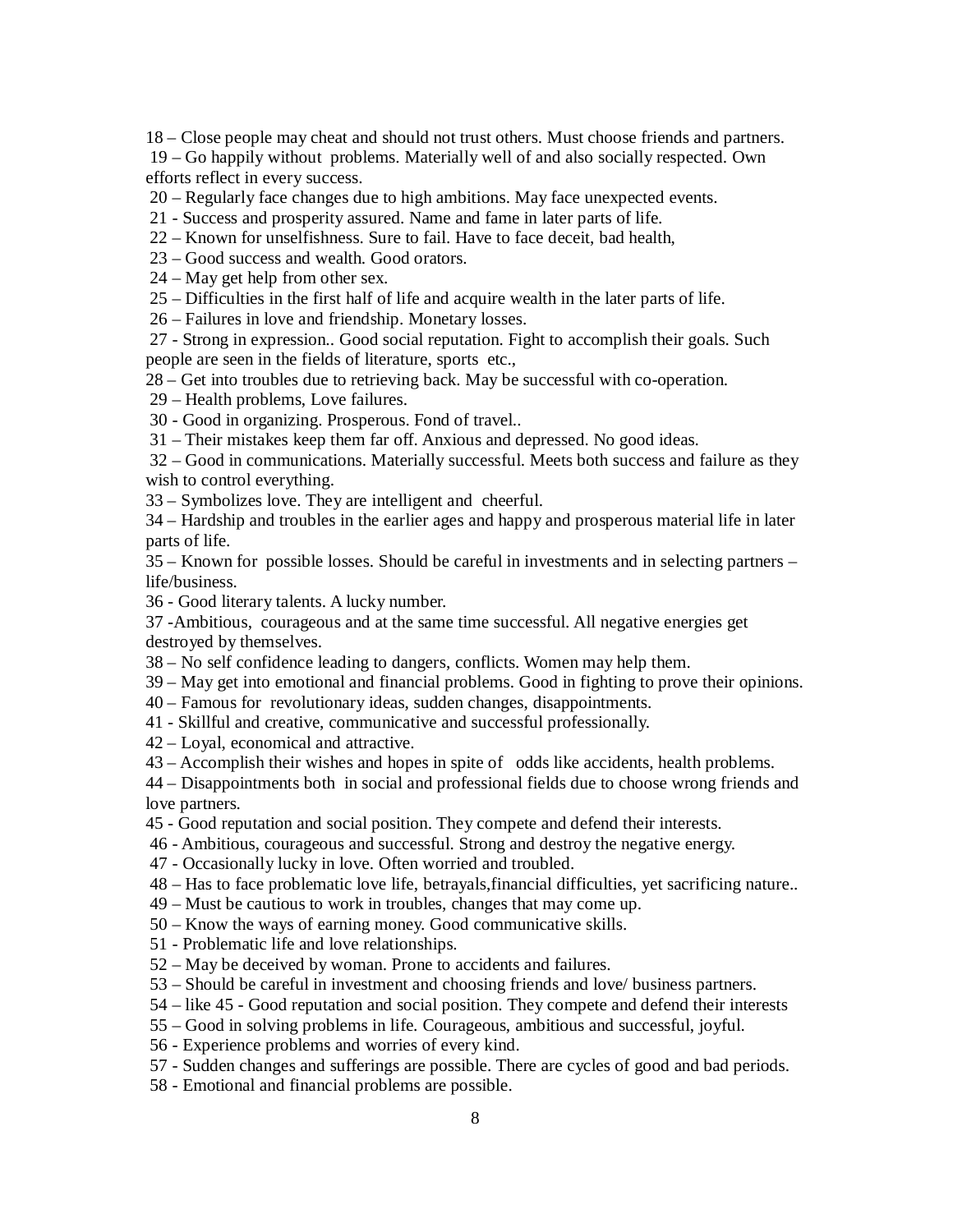18 – Close people may cheat and should not trust others. Must choose friends and partners.

19 – Go happily without problems. Materially well of and also socially respected. Own efforts reflect in every success.

20 – Regularly face changes due to high ambitions. May face unexpected events.

21 - Success and prosperity assured. Name and fame in later parts of life.

22 – Known for unselfishness. Sure to fail. Have to face deceit, bad health,

23 – Good success and wealth. Good orators.

24 – May get help from other sex.

25 – Difficulties in the first half of life and acquire wealth in the later parts of life.

26 – Failures in love and friendship. Monetary losses.

27 - Strong in expression.. Good social reputation. Fight to accomplish their goals. Such people are seen in the fields of literature, sports etc.,

28 – Get into troubles due to retrieving back. May be successful with co-operation.

29 – Health problems, Love failures.

30 - Good in organizing. Prosperous. Fond of travel..

31 – Their mistakes keep them far off. Anxious and depressed. No good ideas.

32 – Good in communications. Materially successful. Meets both success and failure as they wish to control everything.

33 – Symbolizes love. They are intelligent and cheerful.

34 – Hardship and troubles in the earlier ages and happy and prosperous material life in later parts of life.

35 – Known for possible losses. Should be careful in investments and in selecting partners – life/business.

36 - Good literary talents. A lucky number.

37 -Ambitious, courageous and at the same time successful. All negative energies get destroyed by themselves.

38 – No self confidence leading to dangers, conflicts. Women may help them.

39 – May get into emotional and financial problems. Good in fighting to prove their opinions.

40 – Famous for revolutionary ideas, sudden changes, disappointments.

41 - Skillful and creative, communicative and successful professionally.

42 – Loyal, economical and attractive.

43 – Accomplish their wishes and hopes in spite of odds like accidents, health problems.

44 – Disappointments both in social and professional fields due to choose wrong friends and love partners.

45 - Good reputation and social position. They compete and defend their interests.

46 - Ambitious, courageous and successful. Strong and destroy the negative energy.

47 - Occasionally lucky in love. Often worried and troubled.

48 – Has to face problematic love life, betrayals,financial difficulties, yet sacrificing nature..

49 – Must be cautious to work in troubles, changes that may come up.

50 – Know the ways of earning money. Good communicative skills.

51 - Problematic life and love relationships.

52 – May be deceived by woman. Prone to accidents and failures.

53 – Should be careful in investment and choosing friends and love/ business partners.

54 – like 45 - Good reputation and social position. They compete and defend their interests

55 – Good in solving problems in life. Courageous, ambitious and successful, joyful.

56 - Experience problems and worries of every kind.

57 - Sudden changes and sufferings are possible. There are cycles of good and bad periods.

58 - Emotional and financial problems are possible.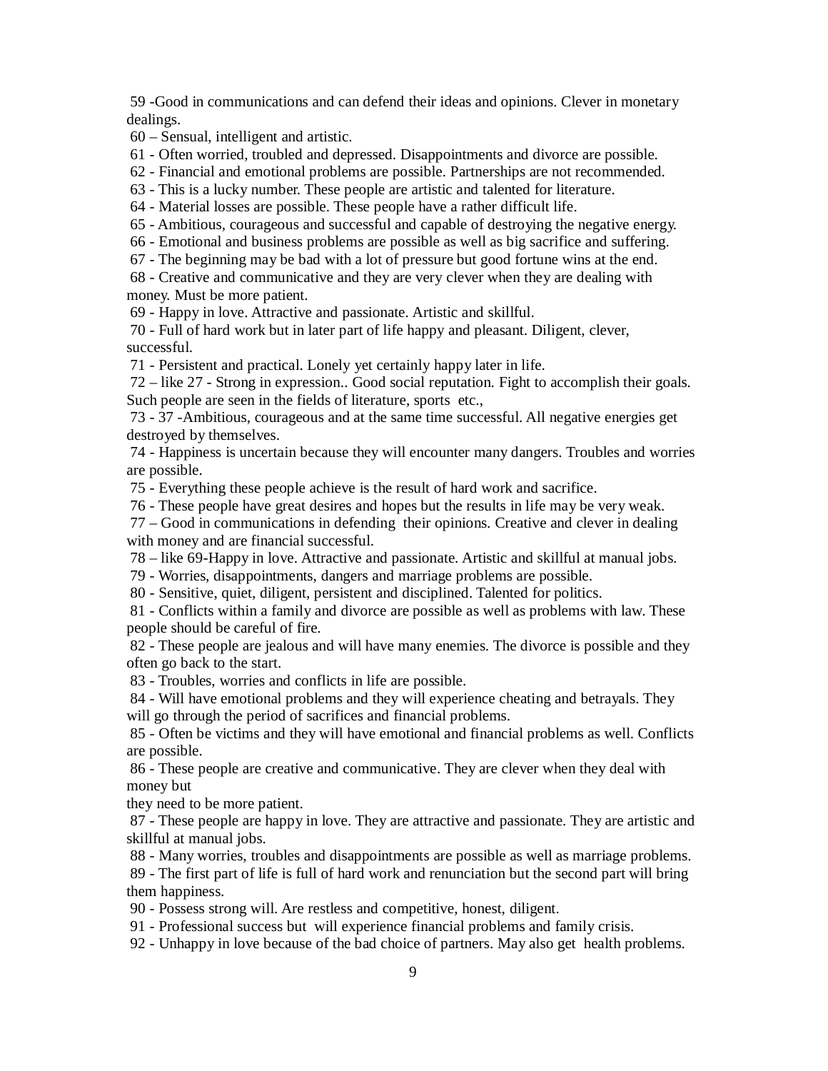59 -Good in communications and can defend their ideas and opinions. Clever in monetary dealings.

60 – Sensual, intelligent and artistic.

61 - Often worried, troubled and depressed. Disappointments and divorce are possible.

62 - Financial and emotional problems are possible. Partnerships are not recommended.

63 - This is a lucky number. These people are artistic and talented for literature.

64 - Material losses are possible. These people have a rather difficult life.

65 - Ambitious, courageous and successful and capable of destroying the negative energy.

66 - Emotional and business problems are possible as well as big sacrifice and suffering.

67 - The beginning may be bad with a lot of pressure but good fortune wins at the end.

68 - Creative and communicative and they are very clever when they are dealing with money. Must be more patient.

69 - Happy in love. Attractive and passionate. Artistic and skillful.

70 - Full of hard work but in later part of life happy and pleasant. Diligent, clever, successful.

71 - Persistent and practical. Lonely yet certainly happy later in life.

72 – like 27 - Strong in expression.. Good social reputation. Fight to accomplish their goals. Such people are seen in the fields of literature, sports etc.,

73 - 37 -Ambitious, courageous and at the same time successful. All negative energies get destroyed by themselves.

74 - Happiness is uncertain because they will encounter many dangers. Troubles and worries are possible.

75 - Everything these people achieve is the result of hard work and sacrifice.

76 - These people have great desires and hopes but the results in life may be very weak.

77 – Good in communications in defending their opinions. Creative and clever in dealing with money and are financial successful.

78 – like 69-Happy in love. Attractive and passionate. Artistic and skillful at manual jobs.

79 - Worries, disappointments, dangers and marriage problems are possible.

80 - Sensitive, quiet, diligent, persistent and disciplined. Talented for politics.

81 - Conflicts within a family and divorce are possible as well as problems with law. These people should be careful of fire.

82 - These people are jealous and will have many enemies. The divorce is possible and they often go back to the start.

83 - Troubles, worries and conflicts in life are possible.

84 - Will have emotional problems and they will experience cheating and betrayals. They will go through the period of sacrifices and financial problems.

85 - Often be victims and they will have emotional and financial problems as well. Conflicts are possible.

86 - These people are creative and communicative. They are clever when they deal with money but
they need to be more patient.

87 - These people are happy in love. They are attractive and passionate. They are artistic and skillful at manual jobs.

88 - Many worries, troubles and disappointments are possible as well as marriage problems.

89 - The first part of life is full of hard work and renunciation but the second part will bring them happiness.

90 - Possess strong will. Are restless and competitive, honest, diligent.

91 - Professional success but will experience financial problems and family crisis.

92 - Unhappy in love because of the bad choice of partners. May also get health problems.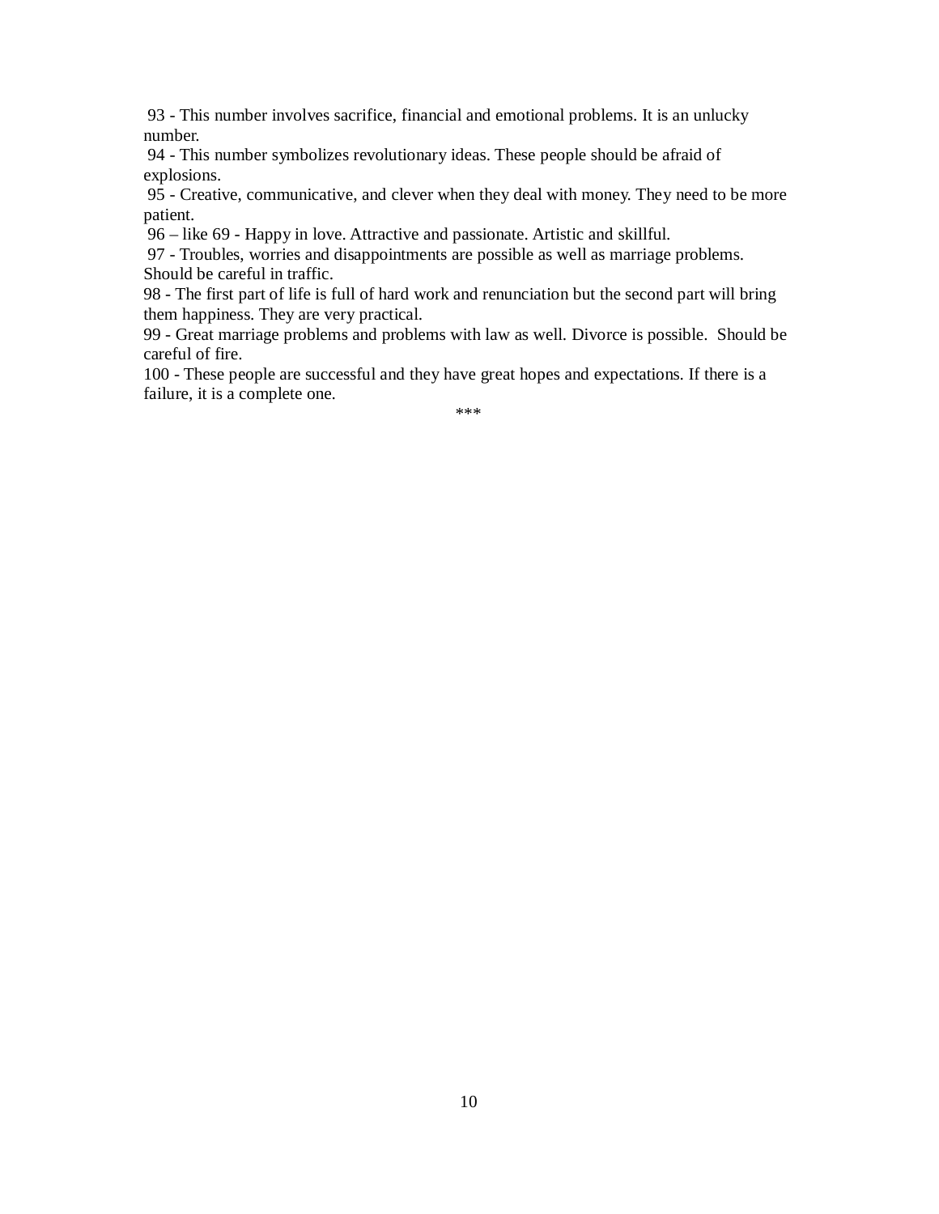93 - This number involves sacrifice, financial and emotional problems. It is an unlucky number.

94 - This number symbolizes revolutionary ideas. These people should be afraid of explosions.

95 - Creative, communicative, and clever when they deal with money. They need to be more patient.

96 – like 69 - Happy in love. Attractive and passionate. Artistic and skillful.

97 - Troubles, worries and disappointments are possible as well as marriage problems. Should be careful in traffic.

98 - The first part of life is full of hard work and renunciation but the second part will bring them happiness. They are very practical.

99 - Great marriage problems and problems with law as well. Divorce is possible. Should be careful of fire.

100 - These people are successful and they have great hopes and expectations. If there is a failure, it is a complete one.

***